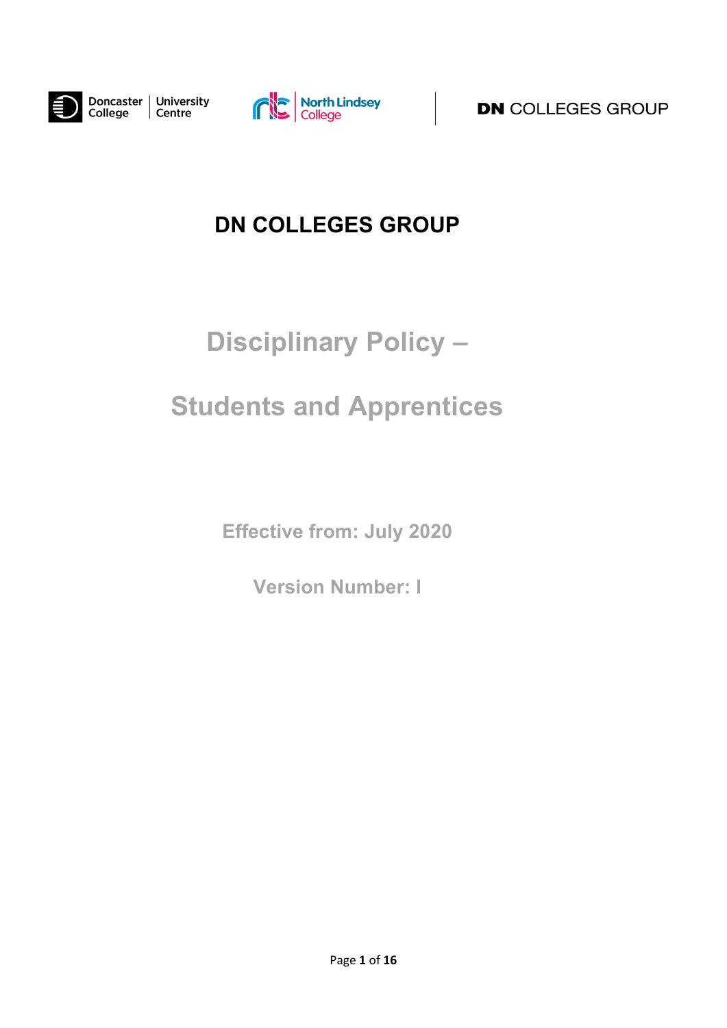Doncaster College | University Centre

North Lindsey College

**DN** COLLEGES GROUP

# DN COLLEGES GROUP

## Disciplinary Policy –

## Students and Apprentices

**Effective from: July 2020**

**Version Number: I**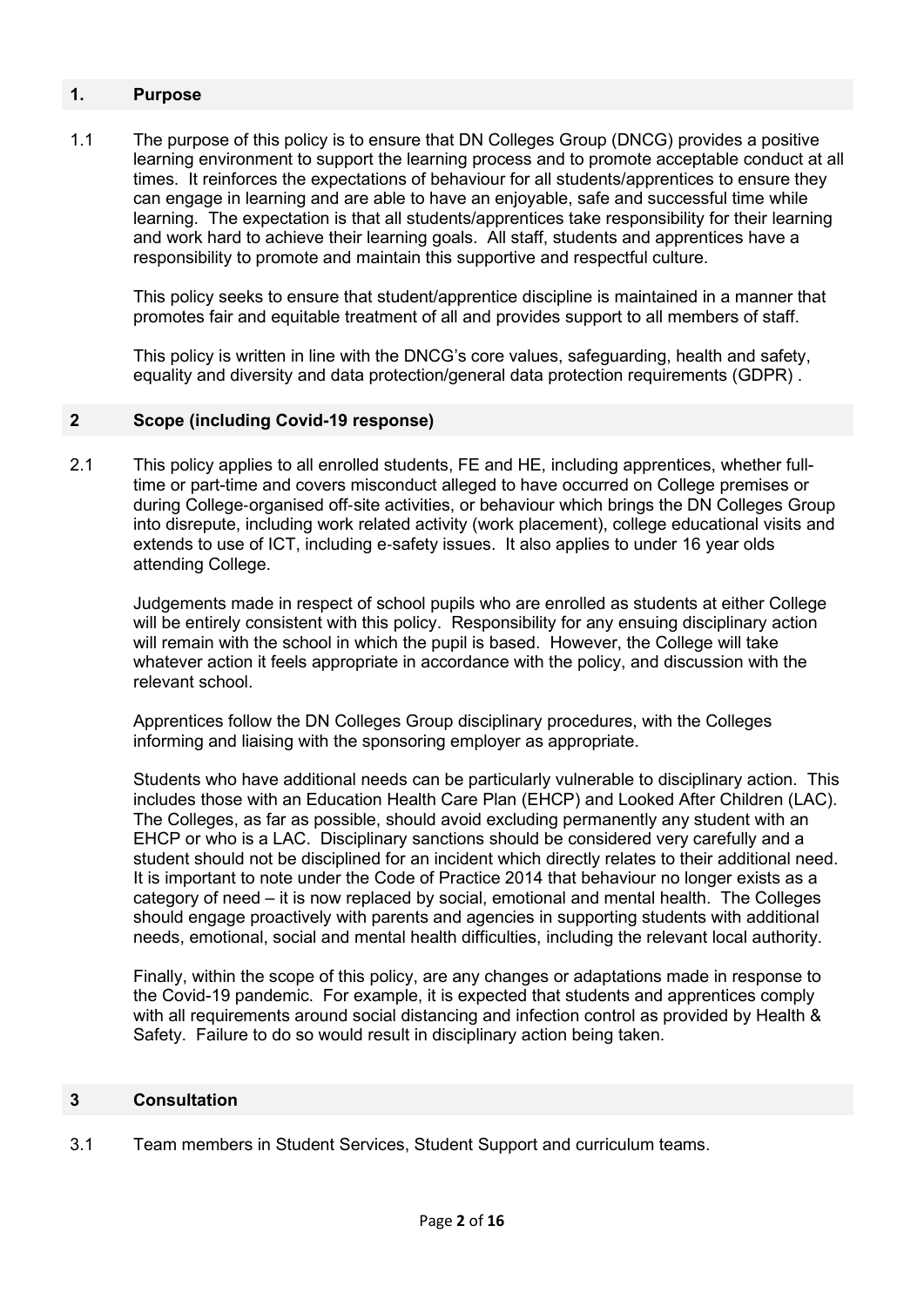## 1. Purpose

1.1 The purpose of this policy is to ensure that DN Colleges Group (DNCG) provides a positive learning environment to support the learning process and to promote acceptable conduct at all times. It reinforces the expectations of behaviour for all students/apprentices to ensure they can engage in learning and are able to have an enjoyable, safe and successful time while learning. The expectation is that all students/apprentices take responsibility for their learning and work hard to achieve their learning goals. All staff, students and apprentices have a responsibility to promote and maintain this supportive and respectful culture.

This policy seeks to ensure that student/apprentice discipline is maintained in a manner that promotes fair and equitable treatment of all and provides support to all members of staff.

This policy is written in line with the DNCG's core values, safeguarding, health and safety, equality and diversity and data protection/general data protection requirements (GDPR) .

## 2 Scope (including Covid-19 response)

2.1 This policy applies to all enrolled students, FE and HE, including apprentices, whether full-time or part-time and covers misconduct alleged to have occurred on College premises or during College-organised off-site activities, or behaviour which brings the DN Colleges Group into disrepute, including work related activity (work placement), college educational visits and extends to use of ICT, including e-safety issues. It also applies to under 16 year olds attending College.

Judgements made in respect of school pupils who are enrolled as students at either College will be entirely consistent with this policy. Responsibility for any ensuing disciplinary action will remain with the school in which the pupil is based. However, the College will take whatever action it feels appropriate in accordance with the policy, and discussion with the relevant school.

Apprentices follow the DN Colleges Group disciplinary procedures, with the Colleges informing and liaising with the sponsoring employer as appropriate.

Students who have additional needs can be particularly vulnerable to disciplinary action. This includes those with an Education Health Care Plan (EHCP) and Looked After Children (LAC). The Colleges, as far as possible, should avoid excluding permanently any student with an EHCP or who is a LAC. Disciplinary sanctions should be considered very carefully and a student should not be disciplined for an incident which directly relates to their additional need. It is important to note under the Code of Practice 2014 that behaviour no longer exists as a category of need – it is now replaced by social, emotional and mental health. The Colleges should engage proactively with parents and agencies in supporting students with additional needs, emotional, social and mental health difficulties, including the relevant local authority.

Finally, within the scope of this policy, are any changes or adaptations made in response to the Covid-19 pandemic. For example, it is expected that students and apprentices comply with all requirements around social distancing and infection control as provided by Health & Safety. Failure to do so would result in disciplinary action being taken.

## 3 Consultation

3.1 Team members in Student Services, Student Support and curriculum teams.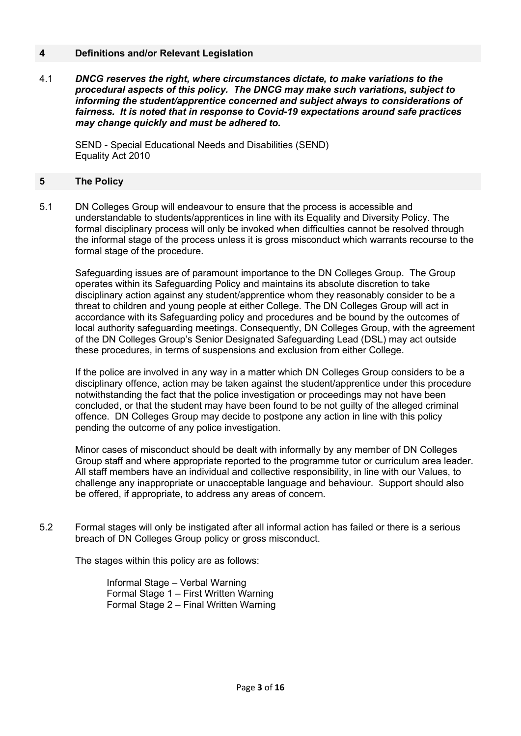## 4 Definitions and/or Relevant Legislation

4.1 ***DNCG reserves the right, where circumstances dictate, to make variations to the procedural aspects of this policy. The DNCG may make such variations, subject to informing the student/apprentice concerned and subject always to considerations of fairness. It is noted that in response to Covid-19 expectations around safe practices may change quickly and must be adhered to.***

SEND - Special Educational Needs and Disabilities (SEND)
Equality Act 2010

## 5 The Policy

5.1 DN Colleges Group will endeavour to ensure that the process is accessible and understandable to students/apprentices in line with its Equality and Diversity Policy. The formal disciplinary process will only be invoked when difficulties cannot be resolved through the informal stage of the process unless it is gross misconduct which warrants recourse to the formal stage of the procedure.

Safeguarding issues are of paramount importance to the DN Colleges Group. The Group operates within its Safeguarding Policy and maintains its absolute discretion to take disciplinary action against any student/apprentice whom they reasonably consider to be a threat to children and young people at either College. The DN Colleges Group will act in accordance with its Safeguarding policy and procedures and be bound by the outcomes of local authority safeguarding meetings. Consequently, DN Colleges Group, with the agreement of the DN Colleges Group's Senior Designated Safeguarding Lead (DSL) may act outside these procedures, in terms of suspensions and exclusion from either College.

If the police are involved in any way in a matter which DN Colleges Group considers to be a disciplinary offence, action may be taken against the student/apprentice under this procedure notwithstanding the fact that the police investigation or proceedings may not have been concluded, or that the student may have been found to be not guilty of the alleged criminal offence. DN Colleges Group may decide to postpone any action in line with this policy pending the outcome of any police investigation.

Minor cases of misconduct should be dealt with informally by any member of DN Colleges Group staff and where appropriate reported to the programme tutor or curriculum area leader. All staff members have an individual and collective responsibility, in line with our Values, to challenge any inappropriate or unacceptable language and behaviour. Support should also be offered, if appropriate, to address any areas of concern.

5.2 Formal stages will only be instigated after all informal action has failed or there is a serious breach of DN Colleges Group policy or gross misconduct.

The stages within this policy are as follows:

Informal Stage – Verbal Warning
Formal Stage 1 – First Written Warning
Formal Stage 2 – Final Written Warning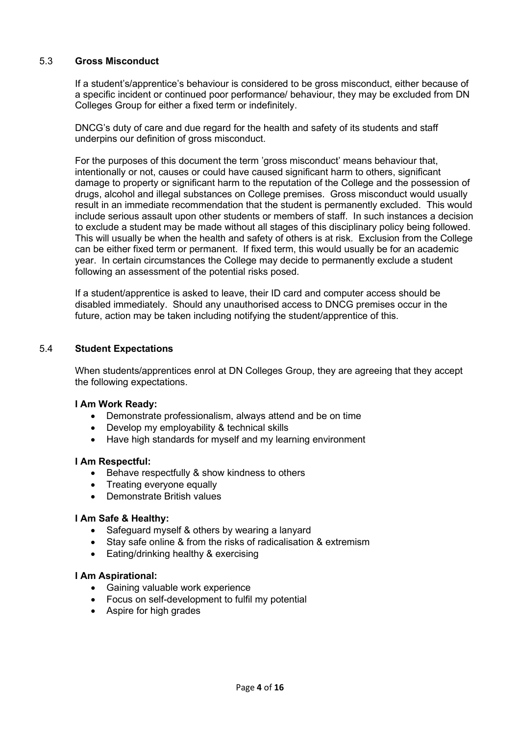### 5.3 Gross Misconduct

If a student's/apprentice's behaviour is considered to be gross misconduct, either because of a specific incident or continued poor performance/ behaviour, they may be excluded from DN Colleges Group for either a fixed term or indefinitely.

DNCG's duty of care and due regard for the health and safety of its students and staff underpins our definition of gross misconduct.

For the purposes of this document the term 'gross misconduct' means behaviour that, intentionally or not, causes or could have caused significant harm to others, significant damage to property or significant harm to the reputation of the College and the possession of drugs, alcohol and illegal substances on College premises. Gross misconduct would usually result in an immediate recommendation that the student is permanently excluded. This would include serious assault upon other students or members of staff. In such instances a decision to exclude a student may be made without all stages of this disciplinary policy being followed. This will usually be when the health and safety of others is at risk. Exclusion from the College can be either fixed term or permanent. If fixed term, this would usually be for an academic year. In certain circumstances the College may decide to permanently exclude a student following an assessment of the potential risks posed.

If a student/apprentice is asked to leave, their ID card and computer access should be disabled immediately. Should any unauthorised access to DNCG premises occur in the future, action may be taken including notifying the student/apprentice of this.

### 5.4 Student Expectations

When students/apprentices enrol at DN Colleges Group, they are agreeing that they accept the following expectations.

**I Am Work Ready:**

- Demonstrate professionalism, always attend and be on time
- Develop my employability & technical skills
- Have high standards for myself and my learning environment

**I Am Respectful:**

- Behave respectfully & show kindness to others
- Treating everyone equally
- Demonstrate British values

**I Am Safe & Healthy:**

- Safeguard myself & others by wearing a lanyard
- Stay safe online & from the risks of radicalisation & extremism
- Eating/drinking healthy & exercising

**I Am Aspirational:**

- Gaining valuable work experience
- Focus on self-development to fulfil my potential
- Aspire for high grades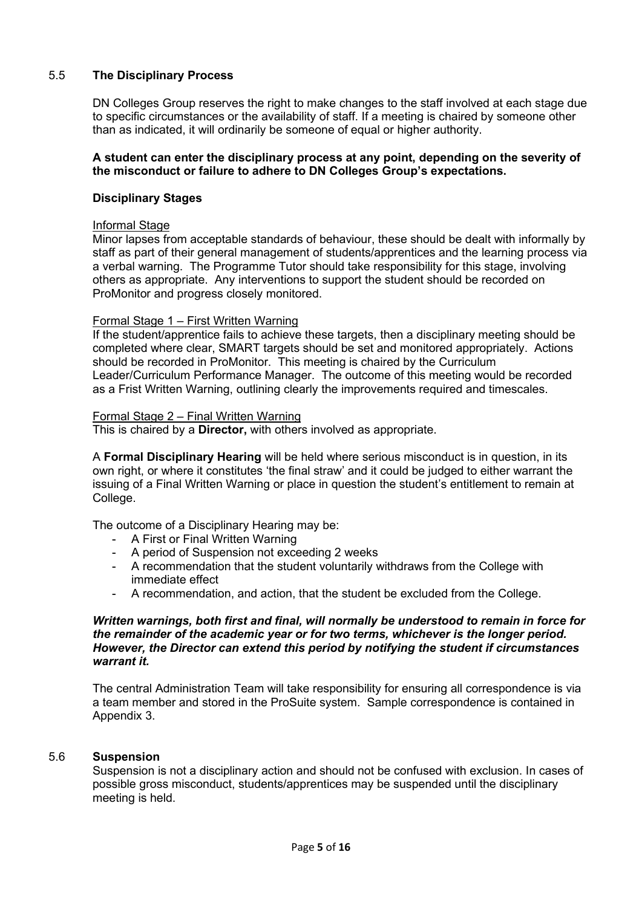## 5.5 The Disciplinary Process

DN Colleges Group reserves the right to make changes to the staff involved at each stage due to specific circumstances or the availability of staff. If a meeting is chaired by someone other than as indicated, it will ordinarily be someone of equal or higher authority.

**A student can enter the disciplinary process at any point, depending on the severity of the misconduct or failure to adhere to DN Colleges Group's expectations.**

### Disciplinary Stages

<u>Informal Stage</u>

Minor lapses from acceptable standards of behaviour, these should be dealt with informally by staff as part of their general management of students/apprentices and the learning process via a verbal warning. The Programme Tutor should take responsibility for this stage, involving others as appropriate. Any interventions to support the student should be recorded on ProMonitor and progress closely monitored.

<u>Formal Stage 1 – First Written Warning</u>

If the student/apprentice fails to achieve these targets, then a disciplinary meeting should be completed where clear, SMART targets should be set and monitored appropriately. Actions should be recorded in ProMonitor. This meeting is chaired by the Curriculum Leader/Curriculum Performance Manager. The outcome of this meeting would be recorded as a Frist Written Warning, outlining clearly the improvements required and timescales.

<u>Formal Stage 2 – Final Written Warning</u>

This is chaired by a **Director,** with others involved as appropriate.

A **Formal Disciplinary Hearing** will be held where serious misconduct is in question, in its own right, or where it constitutes 'the final straw' and it could be judged to either warrant the issuing of a Final Written Warning or place in question the student's entitlement to remain at College.

The outcome of a Disciplinary Hearing may be:

- A First or Final Written Warning
- A period of Suspension not exceeding 2 weeks
- A recommendation that the student voluntarily withdraws from the College with immediate effect
- A recommendation, and action, that the student be excluded from the College.

***Written warnings, both first and final, will normally be understood to remain in force for the remainder of the academic year or for two terms, whichever is the longer period. However, the Director can extend this period by notifying the student if circumstances warrant it.***

The central Administration Team will take responsibility for ensuring all correspondence is via a team member and stored in the ProSuite system. Sample correspondence is contained in Appendix 3.

## 5.6 Suspension

Suspension is not a disciplinary action and should not be confused with exclusion. In cases of possible gross misconduct, students/apprentices may be suspended until the disciplinary meeting is held.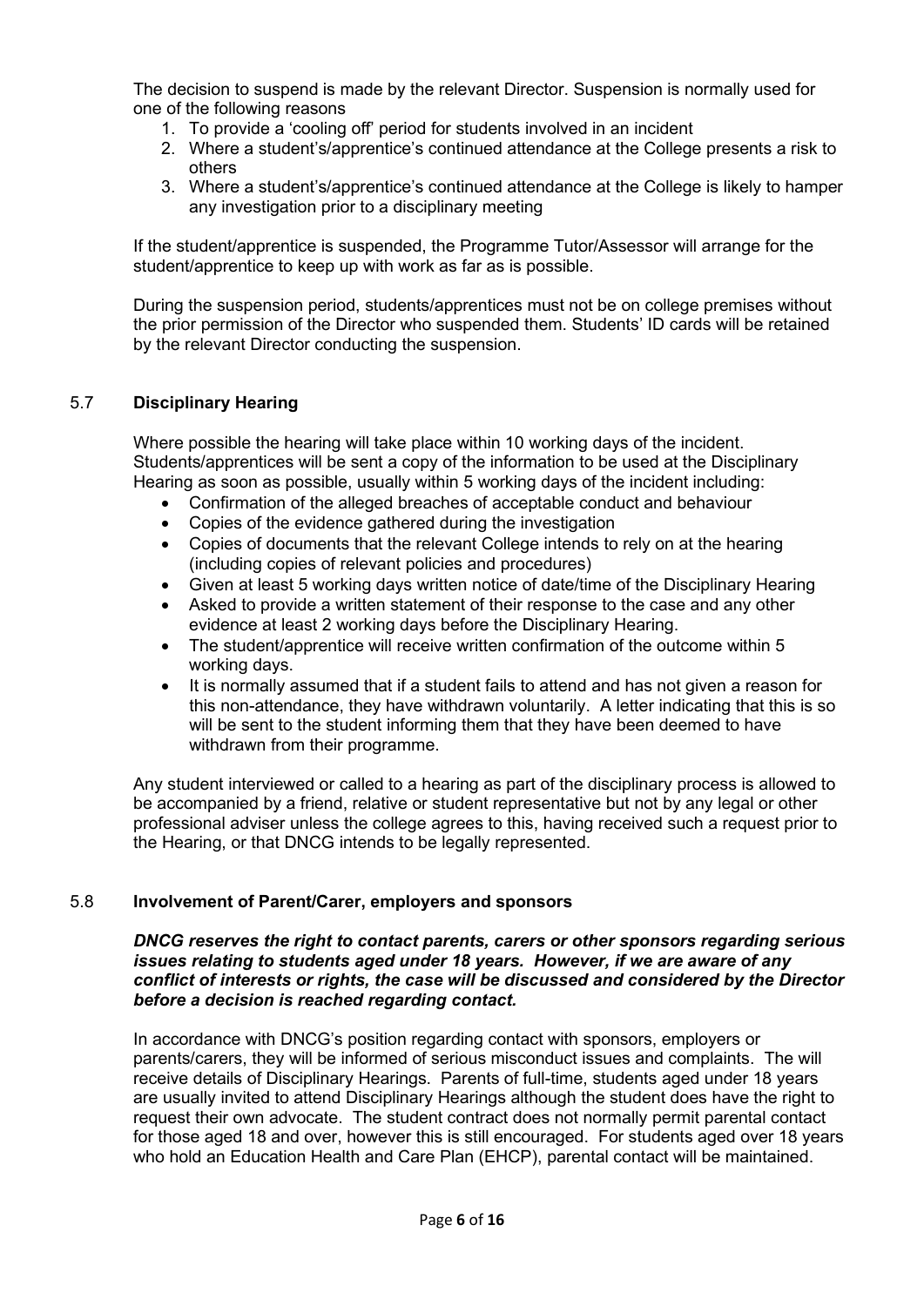The decision to suspend is made by the relevant Director. Suspension is normally used for one of the following reasons

1. To provide a 'cooling off' period for students involved in an incident
2. Where a student's/apprentice's continued attendance at the College presents a risk to others
3. Where a student's/apprentice's continued attendance at the College is likely to hamper any investigation prior to a disciplinary meeting

If the student/apprentice is suspended, the Programme Tutor/Assessor will arrange for the student/apprentice to keep up with work as far as is possible.

During the suspension period, students/apprentices must not be on college premises without the prior permission of the Director who suspended them. Students' ID cards will be retained by the relevant Director conducting the suspension.

## 5.7 **Disciplinary Hearing**

Where possible the hearing will take place within 10 working days of the incident. Students/apprentices will be sent a copy of the information to be used at the Disciplinary Hearing as soon as possible, usually within 5 working days of the incident including:

- Confirmation of the alleged breaches of acceptable conduct and behaviour
- Copies of the evidence gathered during the investigation
- Copies of documents that the relevant College intends to rely on at the hearing (including copies of relevant policies and procedures)
- Given at least 5 working days written notice of date/time of the Disciplinary Hearing
- Asked to provide a written statement of their response to the case and any other evidence at least 2 working days before the Disciplinary Hearing.
- The student/apprentice will receive written confirmation of the outcome within 5 working days.
- It is normally assumed that if a student fails to attend and has not given a reason for this non-attendance, they have withdrawn voluntarily. A letter indicating that this is so will be sent to the student informing them that they have been deemed to have withdrawn from their programme.

Any student interviewed or called to a hearing as part of the disciplinary process is allowed to be accompanied by a friend, relative or student representative but not by any legal or other professional adviser unless the college agrees to this, having received such a request prior to the Hearing, or that DNCG intends to be legally represented.

## 5.8 **Involvement of Parent/Carer, employers and sponsors**

***DNCG reserves the right to contact parents, carers or other sponsors regarding serious issues relating to students aged under 18 years. However, if we are aware of any conflict of interests or rights, the case will be discussed and considered by the Director before a decision is reached regarding contact.***

In accordance with DNCG's position regarding contact with sponsors, employers or parents/carers, they will be informed of serious misconduct issues and complaints. The will receive details of Disciplinary Hearings. Parents of full-time, students aged under 18 years are usually invited to attend Disciplinary Hearings although the student does have the right to request their own advocate. The student contract does not normally permit parental contact for those aged 18 and over, however this is still encouraged. For students aged over 18 years who hold an Education Health and Care Plan (EHCP), parental contact will be maintained.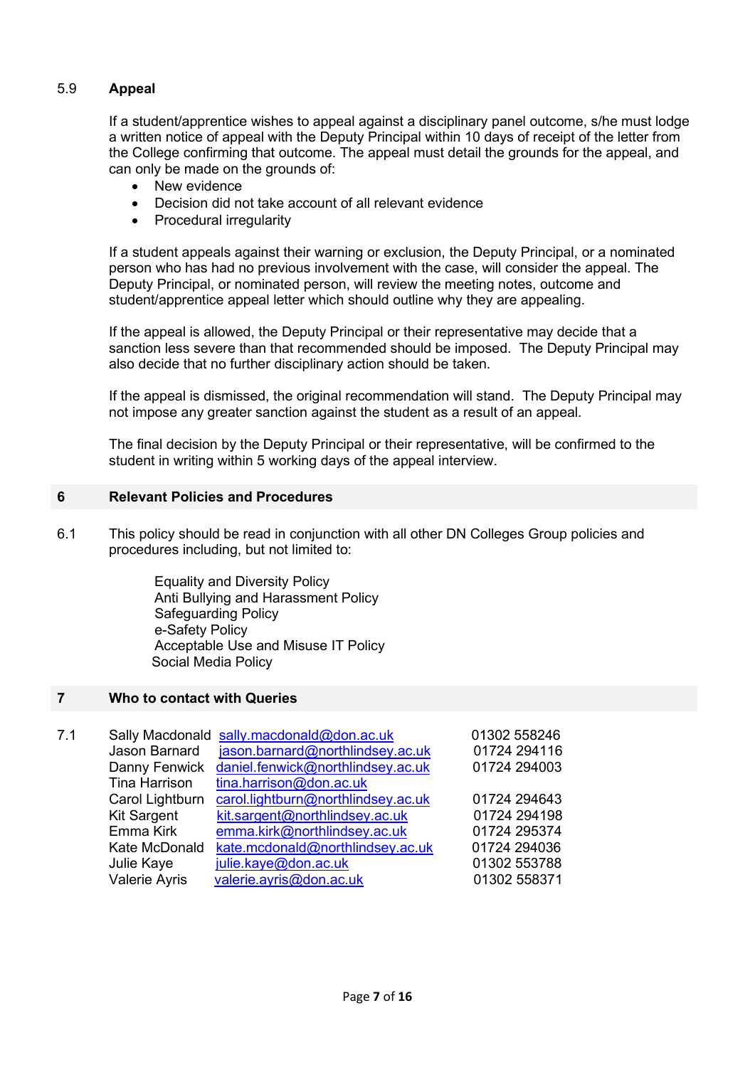### 5.9 Appeal

If a student/apprentice wishes to appeal against a disciplinary panel outcome, s/he must lodge a written notice of appeal with the Deputy Principal within 10 days of receipt of the letter from the College confirming that outcome. The appeal must detail the grounds for the appeal, and can only be made on the grounds of:

- New evidence
- Decision did not take account of all relevant evidence
- Procedural irregularity

If a student appeals against their warning or exclusion, the Deputy Principal, or a nominated person who has had no previous involvement with the case, will consider the appeal. The Deputy Principal, or nominated person, will review the meeting notes, outcome and student/apprentice appeal letter which should outline why they are appealing.

If the appeal is allowed, the Deputy Principal or their representative may decide that a sanction less severe than that recommended should be imposed. The Deputy Principal may also decide that no further disciplinary action should be taken.

If the appeal is dismissed, the original recommendation will stand. The Deputy Principal may not impose any greater sanction against the student as a result of an appeal.

The final decision by the Deputy Principal or their representative, will be confirmed to the student in writing within 5 working days of the appeal interview.

## 6 Relevant Policies and Procedures

6.1 This policy should be read in conjunction with all other DN Colleges Group policies and procedures including, but not limited to:

Equality and Diversity Policy
Anti Bullying and Harassment Policy
Safeguarding Policy
e-Safety Policy
Acceptable Use and Misuse IT Policy
Social Media Policy

## 7 Who to contact with Queries

7.1

| Name | Email | Telephone |
|---|---|---|
| Sally Macdonald | sally.macdonald@don.ac.uk | 01302 558246 |
| Jason Barnard | jason.barnard@northlindsey.ac.uk | 01724 294116 |
| Danny Fenwick | daniel.fenwick@northlindsey.ac.uk | 01724 294003 |
| Tina Harrison | tina.harrison@don.ac.uk | |
| Carol Lightburn | carol.lightburn@northlindsey.ac.uk | 01724 294643 |
| Kit Sargent | kit.sargent@northlindsey.ac.uk | 01724 294198 |
| Emma Kirk | emma.kirk@northlindsey.ac.uk | 01724 295374 |
| Kate McDonald | kate.mcdonald@northlindsey.ac.uk | 01724 294036 |
| Julie Kaye | julie.kaye@don.ac.uk | 01302 553788 |
| Valerie Ayris | valerie.ayris@don.ac.uk | 01302 558371 |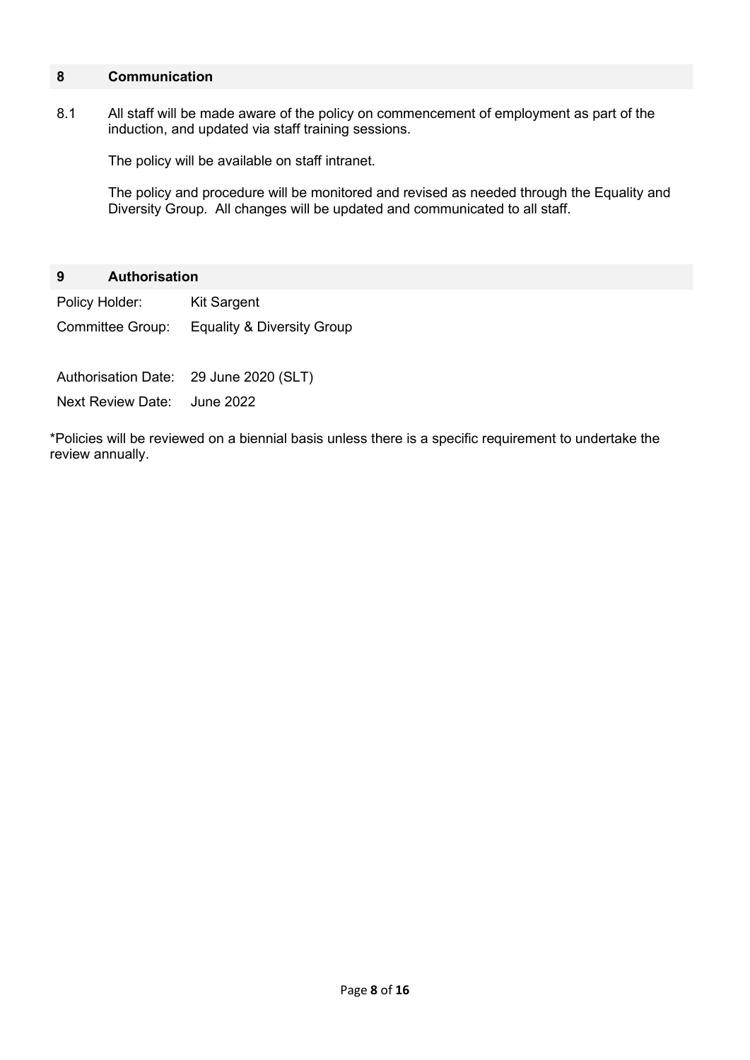## 8 Communication

8.1 All staff will be made aware of the policy on commencement of employment as part of the induction, and updated via staff training sessions.

The policy will be available on staff intranet.

The policy and procedure will be monitored and revised as needed through the Equality and Diversity Group. All changes will be updated and communicated to all staff.

## 9 Authorisation

| | |
|---|---|
| Policy Holder: | Kit Sargent |
| Committee Group: | Equality & Diversity Group |
| | |
| Authorisation Date: | 29 June 2020 (SLT) |
| Next Review Date: | June 2022 |

*Policies will be reviewed on a biennial basis unless there is a specific requirement to undertake the review annually.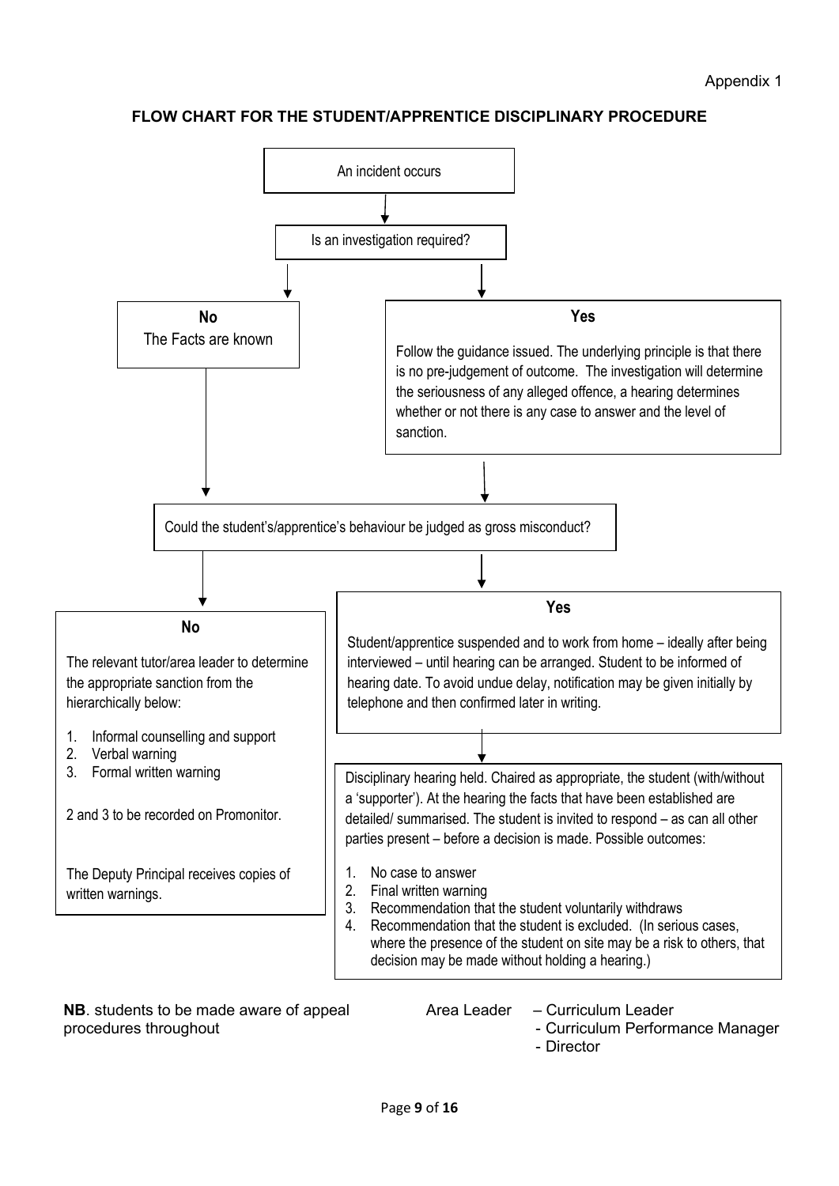Appendix 1

**FLOW CHART FOR THE STUDENT/APPRENTICE DISCIPLINARY PROCEDURE**

An incident occurs

↓

Is an investigation required?

**No**
The Facts are known

**Yes**

Follow the guidance issued. The underlying principle is that there is no pre-judgement of outcome. The investigation will determine the seriousness of any alleged offence, a hearing determines whether or not there is any case to answer and the level of sanction.

↓

Could the student's/apprentice's behaviour be judged as gross misconduct?

**No**

The relevant tutor/area leader to determine the appropriate sanction from the hierarchically below:

1. Informal counselling and support
2. Verbal warning
3. Formal written warning

2 and 3 to be recorded on Promonitor.

The Deputy Principal receives copies of written warnings.

**Yes**

Student/apprentice suspended and to work from home – ideally after being interviewed – until hearing can be arranged. Student to be informed of hearing date. To avoid undue delay, notification may be given initially by telephone and then confirmed later in writing.

↓

Disciplinary hearing held. Chaired as appropriate, the student (with/without a 'supporter'). At the hearing the facts that have been established are detailed/ summarised. The student is invited to respond – as can all other parties present – before a decision is made. Possible outcomes:

1. No case to answer
2. Final written warning
3. Recommendation that the student voluntarily withdraws
4. Recommendation that the student is excluded. (In serious cases, where the presence of the student on site may be a risk to others, that decision may be made without holding a hearing.)

**NB**. students to be made aware of appeal procedures throughout

Area Leader – Curriculum Leader
- Curriculum Performance Manager
- Director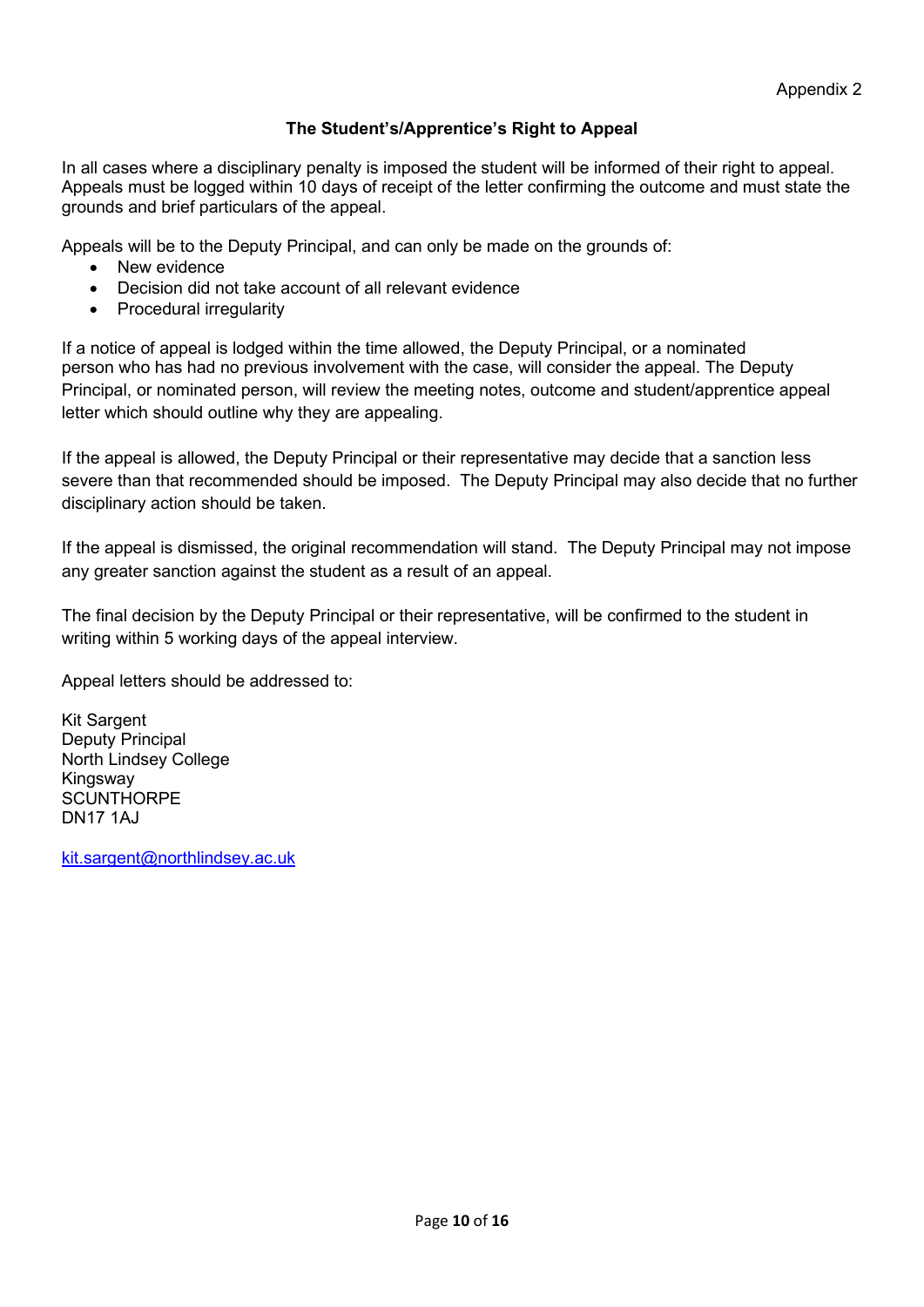Appendix 2

## The Student's/Apprentice's Right to Appeal

In all cases where a disciplinary penalty is imposed the student will be informed of their right to appeal. Appeals must be logged within 10 days of receipt of the letter confirming the outcome and must state the grounds and brief particulars of the appeal.

Appeals will be to the Deputy Principal, and can only be made on the grounds of:

- New evidence
- Decision did not take account of all relevant evidence
- Procedural irregularity

If a notice of appeal is lodged within the time allowed, the Deputy Principal, or a nominated person who has had no previous involvement with the case, will consider the appeal. The Deputy Principal, or nominated person, will review the meeting notes, outcome and student/apprentice appeal letter which should outline why they are appealing.

If the appeal is allowed, the Deputy Principal or their representative may decide that a sanction less severe than that recommended should be imposed. The Deputy Principal may also decide that no further disciplinary action should be taken.

If the appeal is dismissed, the original recommendation will stand. The Deputy Principal may not impose any greater sanction against the student as a result of an appeal.

The final decision by the Deputy Principal or their representative, will be confirmed to the student in writing within 5 working days of the appeal interview.

Appeal letters should be addressed to:

Kit Sargent
Deputy Principal
North Lindsey College
Kingsway
SCUNTHORPE
DN17 1AJ

kit.sargent@northlindsey.ac.uk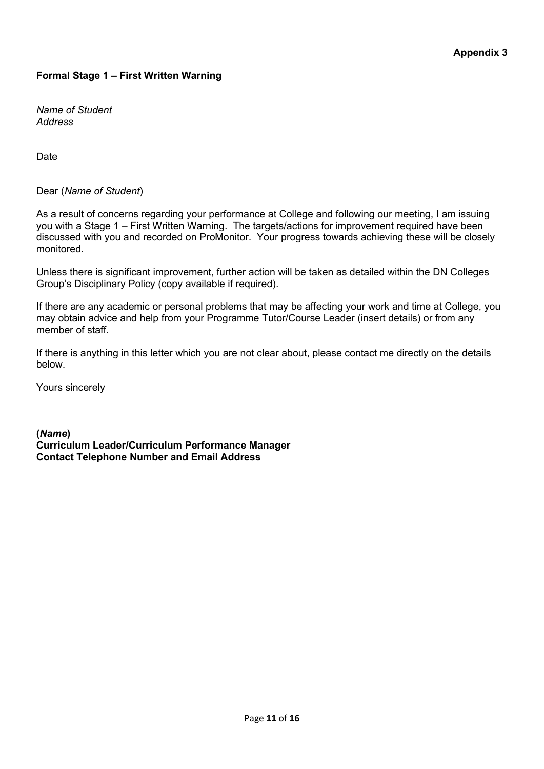**Appendix 3**

**Formal Stage 1 – First Written Warning**

*Name of Student*
*Address*

Date

Dear (*Name of Student*)

As a result of concerns regarding your performance at College and following our meeting, I am issuing you with a Stage 1 – First Written Warning. The targets/actions for improvement required have been discussed with you and recorded on ProMonitor. Your progress towards achieving these will be closely monitored.

Unless there is significant improvement, further action will be taken as detailed within the DN Colleges Group's Disciplinary Policy (copy available if required).

If there are any academic or personal problems that may be affecting your work and time at College, you may obtain advice and help from your Programme Tutor/Course Leader (insert details) or from any member of staff.

If there is anything in this letter which you are not clear about, please contact me directly on the details below.

Yours sincerely

**(*Name*)**
**Curriculum Leader/Curriculum Performance Manager**
**Contact Telephone Number and Email Address**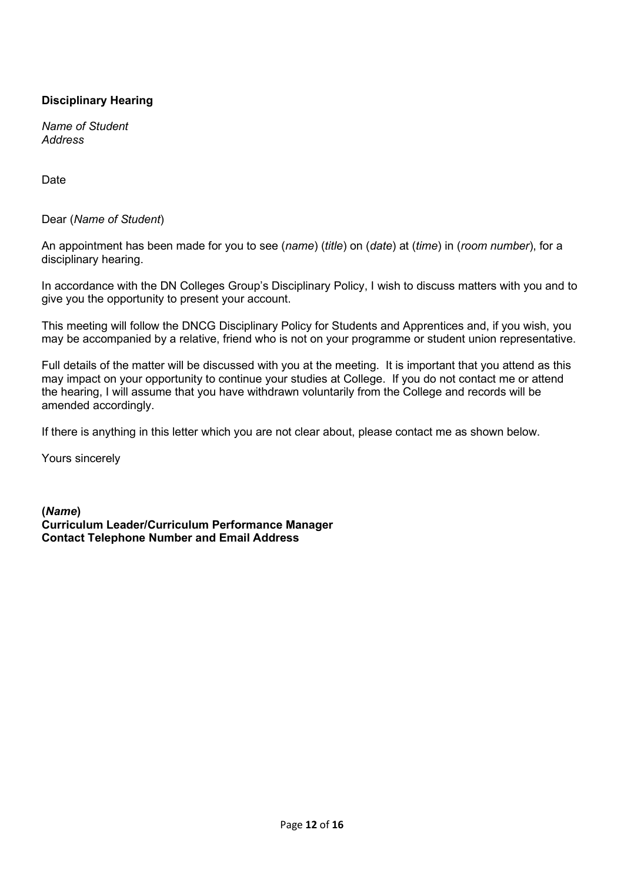**Disciplinary Hearing**

*Name of Student*
*Address*

Date

Dear (*Name of Student*)

An appointment has been made for you to see (*name*) (*title*) on (*date*) at (*time*) in (*room number*), for a disciplinary hearing.

In accordance with the DN Colleges Group's Disciplinary Policy, I wish to discuss matters with you and to give you the opportunity to present your account.

This meeting will follow the DNCG Disciplinary Policy for Students and Apprentices and, if you wish, you may be accompanied by a relative, friend who is not on your programme or student union representative.

Full details of the matter will be discussed with you at the meeting. It is important that you attend as this may impact on your opportunity to continue your studies at College. If you do not contact me or attend the hearing, I will assume that you have withdrawn voluntarily from the College and records will be amended accordingly.

If there is anything in this letter which you are not clear about, please contact me as shown below.

Yours sincerely

**(*Name*)**
**Curriculum Leader/Curriculum Performance Manager**
**Contact Telephone Number and Email Address**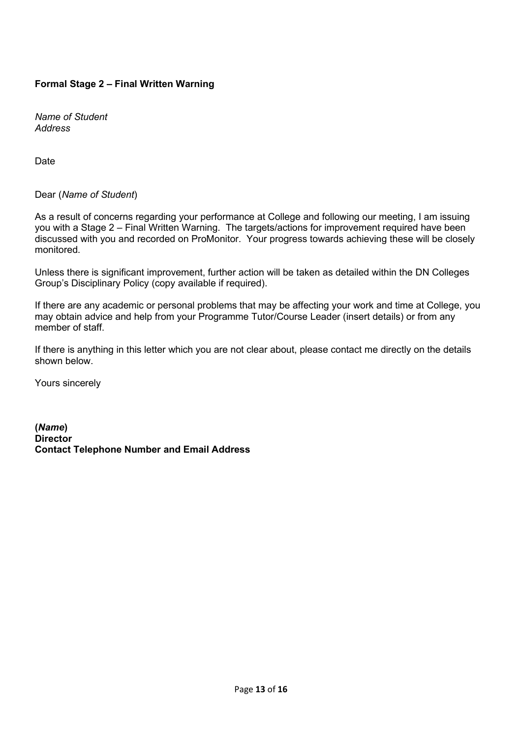**Formal Stage 2 – Final Written Warning**

*Name of Student*
*Address*

Date

Dear (*Name of Student*)

As a result of concerns regarding your performance at College and following our meeting, I am issuing you with a Stage 2 – Final Written Warning. The targets/actions for improvement required have been discussed with you and recorded on ProMonitor. Your progress towards achieving these will be closely monitored.

Unless there is significant improvement, further action will be taken as detailed within the DN Colleges Group's Disciplinary Policy (copy available if required).

If there are any academic or personal problems that may be affecting your work and time at College, you may obtain advice and help from your Programme Tutor/Course Leader (insert details) or from any member of staff.

If there is anything in this letter which you are not clear about, please contact me directly on the details shown below.

Yours sincerely

**(*Name*)**
**Director**
**Contact Telephone Number and Email Address**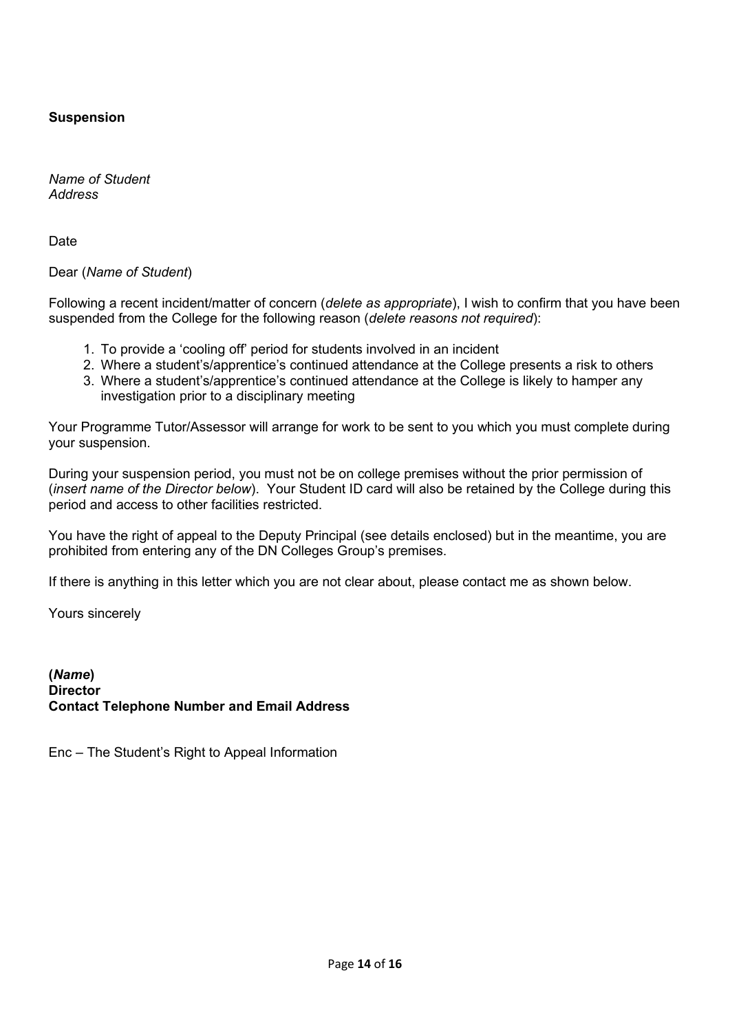**Suspension**

*Name of Student*
*Address*

Date

Dear (*Name of Student*)

Following a recent incident/matter of concern (*delete as appropriate*), I wish to confirm that you have been suspended from the College for the following reason (*delete reasons not required*):

1. To provide a 'cooling off' period for students involved in an incident
2. Where a student's/apprentice's continued attendance at the College presents a risk to others
3. Where a student's/apprentice's continued attendance at the College is likely to hamper any investigation prior to a disciplinary meeting

Your Programme Tutor/Assessor will arrange for work to be sent to you which you must complete during your suspension.

During your suspension period, you must not be on college premises without the prior permission of (*insert name of the Director below*). Your Student ID card will also be retained by the College during this period and access to other facilities restricted.

You have the right of appeal to the Deputy Principal (see details enclosed) but in the meantime, you are prohibited from entering any of the DN Colleges Group's premises.

If there is anything in this letter which you are not clear about, please contact me as shown below.

Yours sincerely

**(*Name*)**
**Director**
**Contact Telephone Number and Email Address**

Enc – The Student's Right to Appeal Information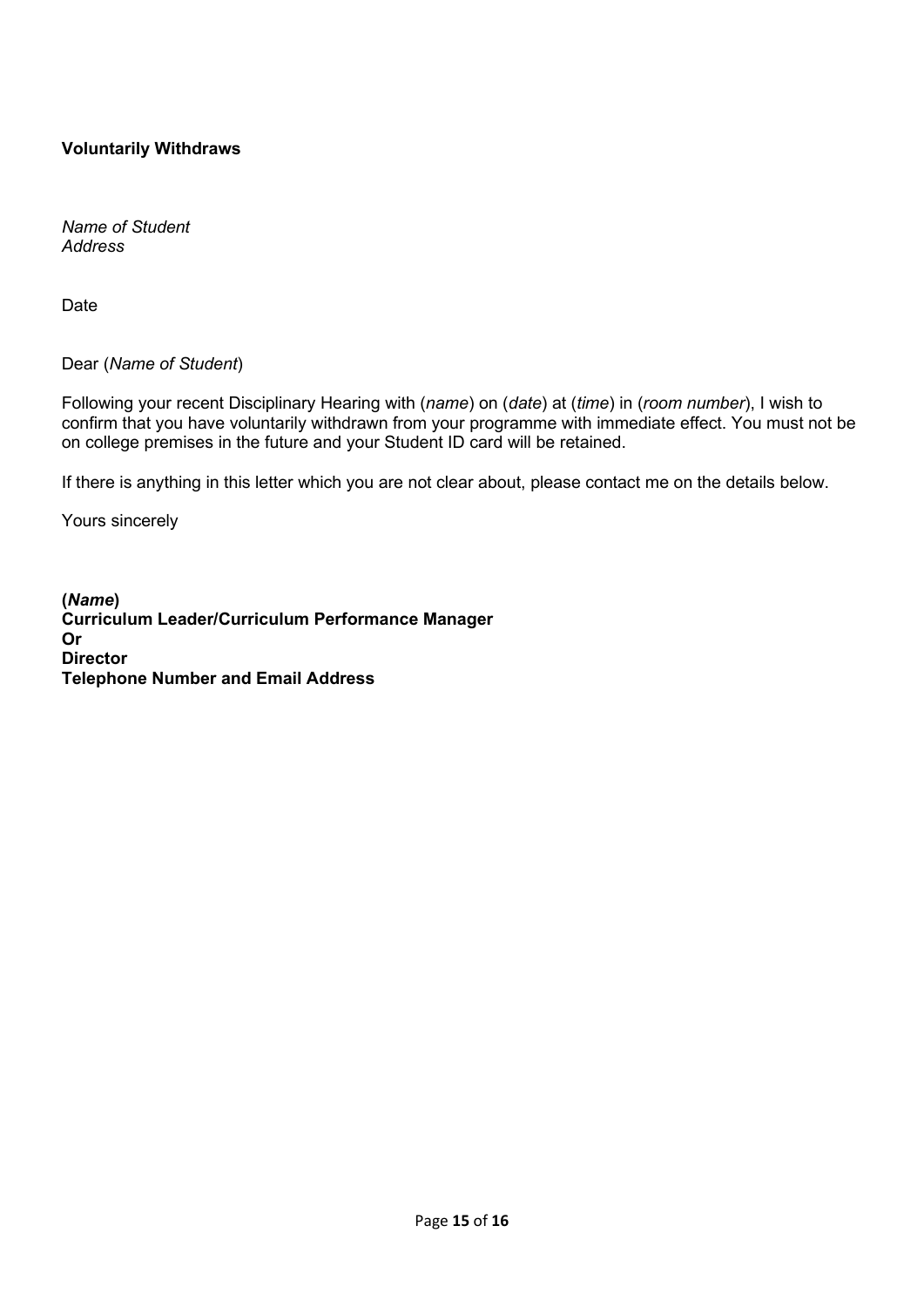**Voluntarily Withdraws**

*Name of Student*
*Address*

Date

Dear (*Name of Student*)

Following your recent Disciplinary Hearing with (*name*) on (*date*) at (*time*) in (*room number*), I wish to confirm that you have voluntarily withdrawn from your programme with immediate effect. You must not be on college premises in the future and your Student ID card will be retained.

If there is anything in this letter which you are not clear about, please contact me on the details below.

Yours sincerely

**(*Name*)**
**Curriculum Leader/Curriculum Performance Manager**
**Or**
**Director**
**Telephone Number and Email Address**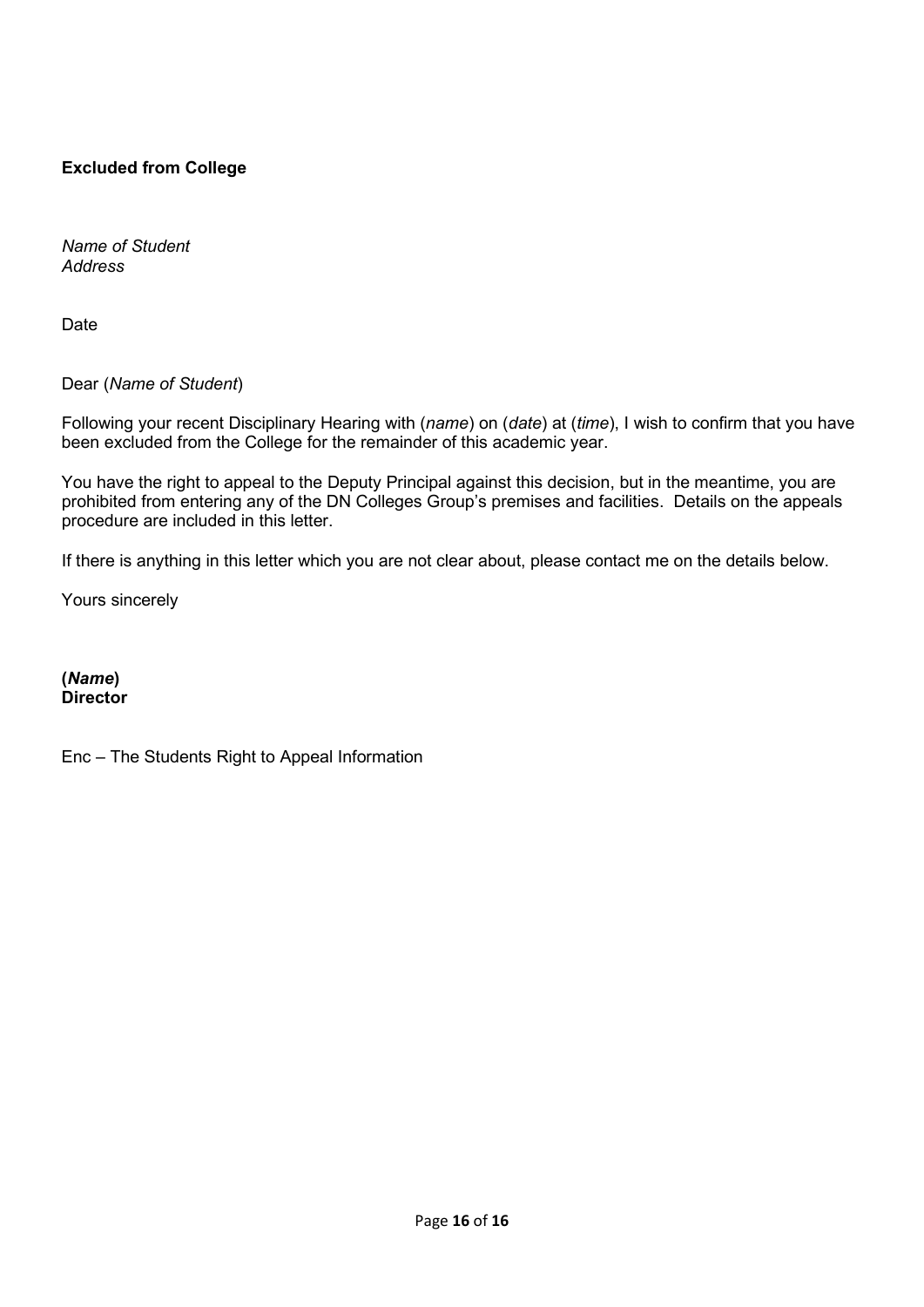**Excluded from College**

*Name of Student*
*Address*

Date

Dear (*Name of Student*)

Following your recent Disciplinary Hearing with (*name*) on (*date*) at (*time*), I wish to confirm that you have been excluded from the College for the remainder of this academic year.

You have the right to appeal to the Deputy Principal against this decision, but in the meantime, you are prohibited from entering any of the DN Colleges Group's premises and facilities. Details on the appeals procedure are included in this letter.

If there is anything in this letter which you are not clear about, please contact me on the details below.

Yours sincerely

**(*Name*)**
**Director**

Enc – The Students Right to Appeal Information